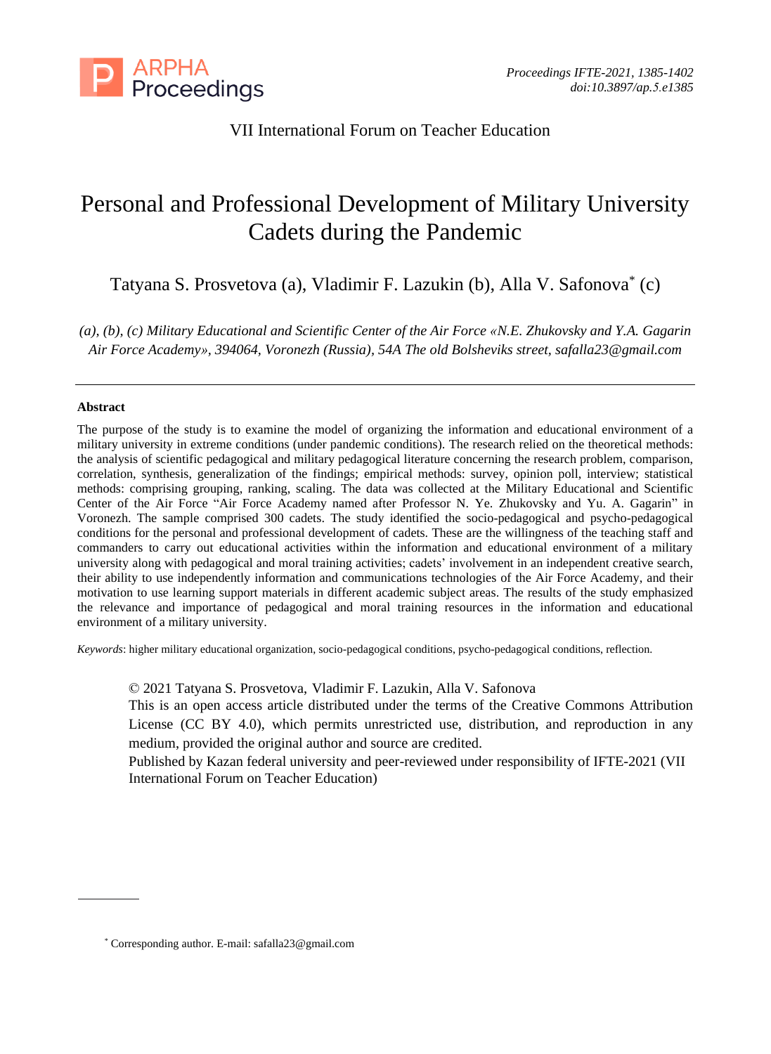VII International Forum on Teacher Education

# Personal and Professional Development of Military University Cadets during the Pandemic

Tatyana S. Prosvetova (a), Vladimir F. Lazukin (b), Alla V. Safonova* (c)

*(a), (b), (c) Military Educational and Scientific Center of the Air Force «N.E. Zhukovsky and Y.A. Gagarin Air Force Academy», 394064, Voronezh (Russia), 54A The old Bolsheviks street, safalla23@gmail.com*

---

**Abstract**

The purpose of the study is to examine the model of organizing the information and educational environment of a military university in extreme conditions (under pandemic conditions). The research relied on the theoretical methods: the analysis of scientific pedagogical and military pedagogical literature concerning the research problem, comparison, correlation, synthesis, generalization of the findings; empirical methods: survey, opinion poll, interview; statistical methods: comprising grouping, ranking, scaling. The data was collected at the Military Educational and Scientific Center of the Air Force "Air Force Academy named after Professor N. Ye. Zhukovsky and Yu. A. Gagarin" in Voronezh. The sample comprised 300 cadets. The study identified the socio-pedagogical and psycho-pedagogical conditions for the personal and professional development of cadets. These are the willingness of the teaching staff and commanders to carry out educational activities within the information and educational environment of a military university along with pedagogical and moral training activities; cadets' involvement in an independent creative search, their ability to use independently information and communications technologies of the Air Force Academy, and their motivation to use learning support materials in different academic subject areas. The results of the study emphasized the relevance and importance of pedagogical and moral training resources in the information and educational environment of a military university.

*Keywords*: higher military educational organization, socio-pedagogical conditions, psycho-pedagogical conditions, reflection.

© 2021 Tatyana S. Prosvetova, Vladimir F. Lazukin, Alla V. Safonova
This is an open access article distributed under the terms of the Creative Commons Attribution License (CC BY 4.0), which permits unrestricted use, distribution, and reproduction in any medium, provided the original author and source are credited.
Published by Kazan federal university and peer-reviewed under responsibility of IFTE-2021 (VII International Forum on Teacher Education)

---

* Corresponding author. E-mail: safalla23@gmail.com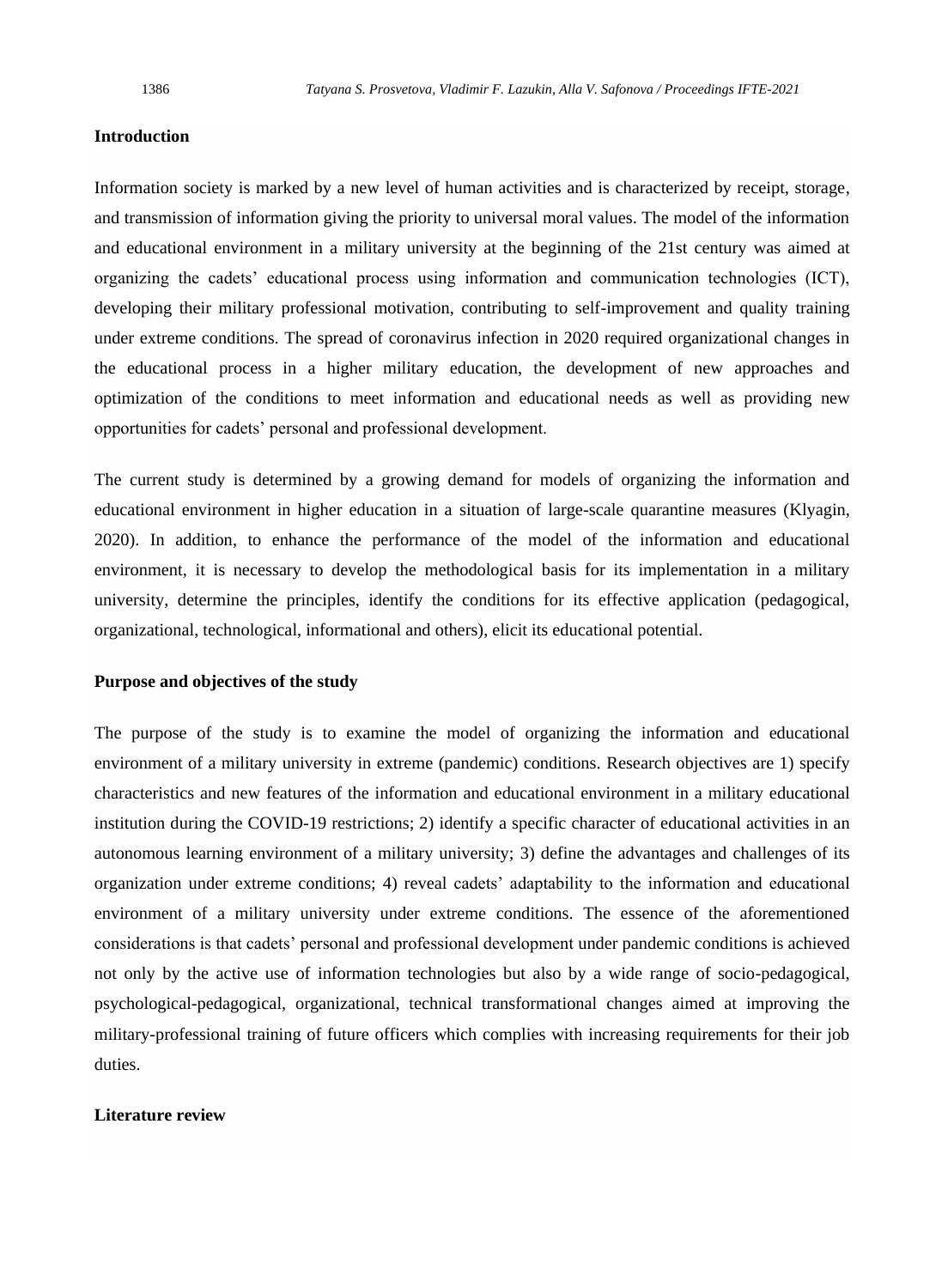## Introduction

Information society is marked by a new level of human activities and is characterized by receipt, storage, and transmission of information giving the priority to universal moral values. The model of the information and educational environment in a military university at the beginning of the 21st century was aimed at organizing the cadets' educational process using information and communication technologies (ICT), developing their military professional motivation, contributing to self-improvement and quality training under extreme conditions. The spread of coronavirus infection in 2020 required organizational changes in the educational process in a higher military education, the development of new approaches and optimization of the conditions to meet information and educational needs as well as providing new opportunities for cadets' personal and professional development.

The current study is determined by a growing demand for models of organizing the information and educational environment in higher education in a situation of large-scale quarantine measures (Klyagin, 2020). In addition, to enhance the performance of the model of the information and educational environment, it is necessary to develop the methodological basis for its implementation in a military university, determine the principles, identify the conditions for its effective application (pedagogical, organizational, technological, informational and others), elicit its educational potential.

## Purpose and objectives of the study

The purpose of the study is to examine the model of organizing the information and educational environment of a military university in extreme (pandemic) conditions. Research objectives are 1) specify characteristics and new features of the information and educational environment in a military educational institution during the COVID-19 restrictions; 2) identify a specific character of educational activities in an autonomous learning environment of a military university; 3) define the advantages and challenges of its organization under extreme conditions; 4) reveal cadets' adaptability to the information and educational environment of a military university under extreme conditions. The essence of the aforementioned considerations is that cadets' personal and professional development under pandemic conditions is achieved not only by the active use of information technologies but also by a wide range of socio-pedagogical, psychological-pedagogical, organizational, technical transformational changes aimed at improving the military-professional training of future officers which complies with increasing requirements for their job duties.

## Literature review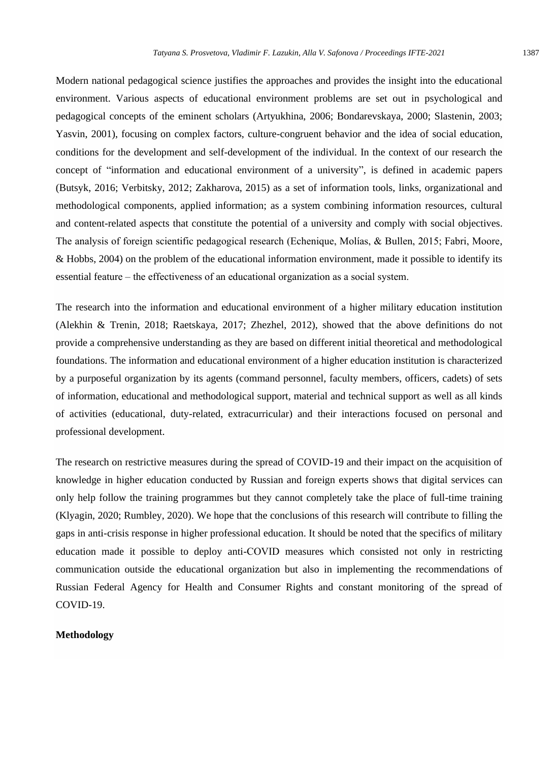Modern national pedagogical science justifies the approaches and provides the insight into the educational environment. Various aspects of educational environment problems are set out in psychological and pedagogical concepts of the eminent scholars (Artyukhina, 2006; Bondarevskaya, 2000; Slastenin, 2003; Yasvin, 2001), focusing on complex factors, culture-congruent behavior and the idea of social education, conditions for the development and self-development of the individual. In the context of our research the concept of "information and educational environment of a university", is defined in academic papers (Butsyk, 2016; Verbitsky, 2012; Zakharova, 2015) as a set of information tools, links, organizational and methodological components, applied information; as a system combining information resources, cultural and content-related aspects that constitute the potential of a university and comply with social objectives. The analysis of foreign scientific pedagogical research (Echenique, Molías, & Bullen, 2015; Fabri, Moore, & Hobbs, 2004) on the problem of the educational information environment, made it possible to identify its essential feature – the effectiveness of an educational organization as a social system.

The research into the information and educational environment of a higher military education institution (Alekhin & Trenin, 2018; Raetskaya, 2017; Zhezhel, 2012), showed that the above definitions do not provide a comprehensive understanding as they are based on different initial theoretical and methodological foundations. The information and educational environment of a higher education institution is characterized by a purposeful organization by its agents (command personnel, faculty members, officers, cadets) of sets of information, educational and methodological support, material and technical support as well as all kinds of activities (educational, duty-related, extracurricular) and their interactions focused on personal and professional development.

The research on restrictive measures during the spread of COVID-19 and their impact on the acquisition of knowledge in higher education conducted by Russian and foreign experts shows that digital services can only help follow the training programmes but they cannot completely take the place of full-time training (Klyagin, 2020; Rumbley, 2020). We hope that the conclusions of this research will contribute to filling the gaps in anti-crisis response in higher professional education. It should be noted that the specifics of military education made it possible to deploy anti-COVID measures which consisted not only in restricting communication outside the educational organization but also in implementing the recommendations of Russian Federal Agency for Health and Consumer Rights and constant monitoring of the spread of COVID-19.

## Methodology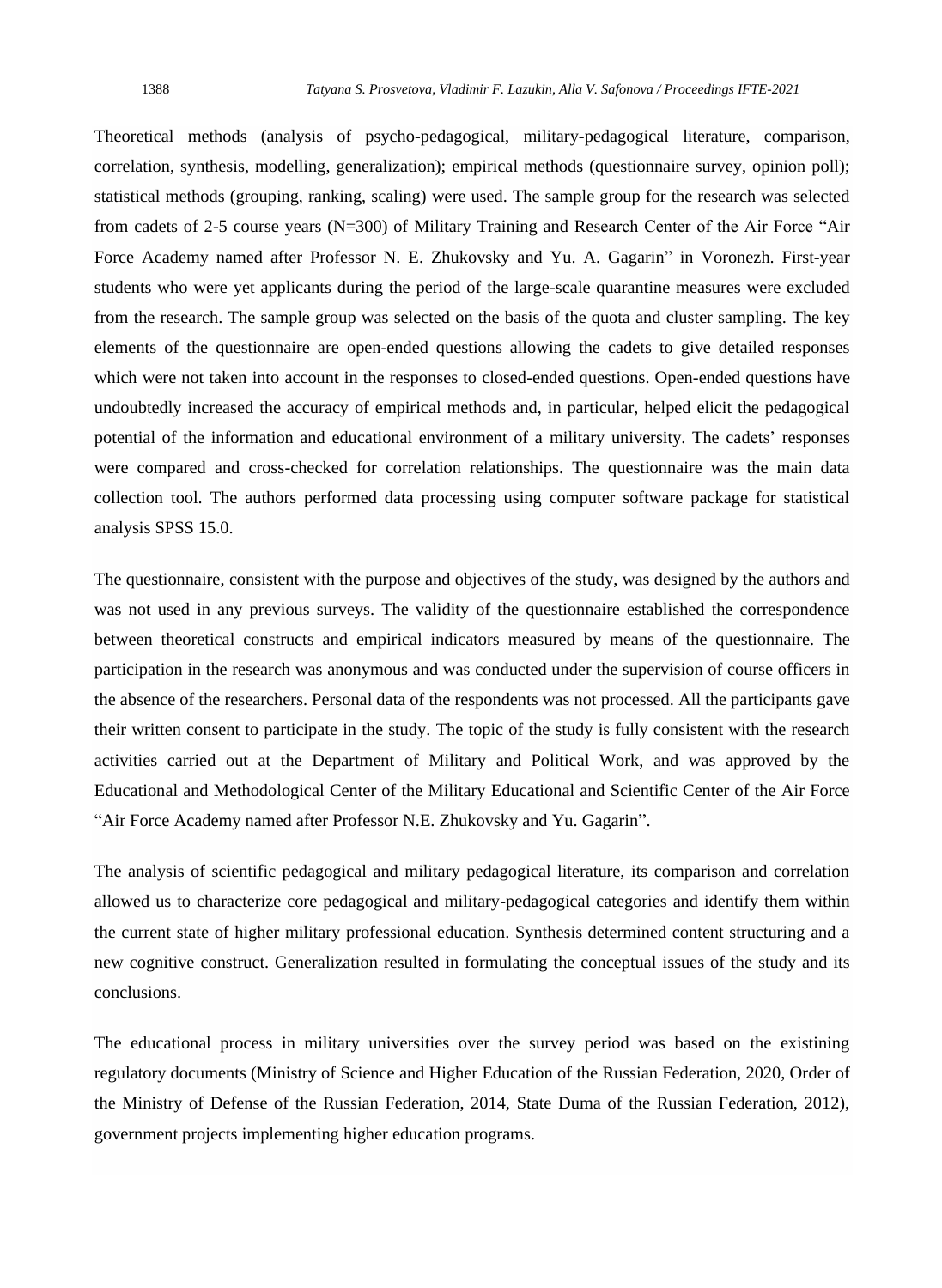Theoretical methods (analysis of psycho-pedagogical, military-pedagogical literature, comparison, correlation, synthesis, modelling, generalization); empirical methods (questionnaire survey, opinion poll); statistical methods (grouping, ranking, scaling) were used. The sample group for the research was selected from cadets of 2-5 course years (N=300) of Military Training and Research Center of the Air Force “Air Force Academy named after Professor N. E. Zhukovsky and Yu. A. Gagarin” in Voronezh. First-year students who were yet applicants during the period of the large-scale quarantine measures were excluded from the research. The sample group was selected on the basis of the quota and cluster sampling. The key elements of the questionnaire are open-ended questions allowing the cadets to give detailed responses which were not taken into account in the responses to closed-ended questions. Open-ended questions have undoubtedly increased the accuracy of empirical methods and, in particular, helped elicit the pedagogical potential of the information and educational environment of a military university. The cadets’ responses were compared and cross-checked for correlation relationships. The questionnaire was the main data collection tool. The authors performed data processing using computer software package for statistical analysis SPSS 15.0.

The questionnaire, consistent with the purpose and objectives of the study, was designed by the authors and was not used in any previous surveys. The validity of the questionnaire established the correspondence between theoretical constructs and empirical indicators measured by means of the questionnaire. The participation in the research was anonymous and was conducted under the supervision of course officers in the absence of the researchers. Personal data of the respondents was not processed. All the participants gave their written consent to participate in the study. The topic of the study is fully consistent with the research activities carried out at the Department of Military and Political Work, and was approved by the Educational and Methodological Center of the Military Educational and Scientific Center of the Air Force “Air Force Academy named after Professor N.E. Zhukovsky and Yu. Gagarin”.

The analysis of scientific pedagogical and military pedagogical literature, its comparison and correlation allowed us to characterize core pedagogical and military-pedagogical categories and identify them within the current state of higher military professional education. Synthesis determined content structuring and a new cognitive construct. Generalization resulted in formulating the conceptual issues of the study and its conclusions.

The educational process in military universities over the survey period was based on the existining regulatory documents (Ministry of Science and Higher Education of the Russian Federation, 2020, Order of the Ministry of Defense of the Russian Federation, 2014, State Duma of the Russian Federation, 2012), government projects implementing higher education programs.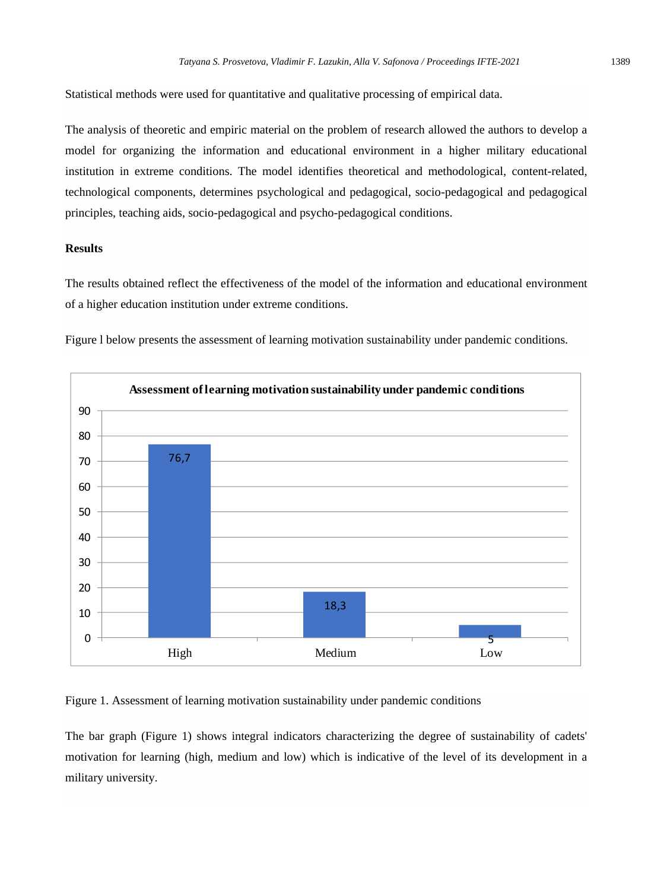Statistical methods were used for quantitative and qualitative processing of empirical data.

The analysis of theoretic and empiric material on the problem of research allowed the authors to develop a model for organizing the information and educational environment in a higher military educational institution in extreme conditions. The model identifies theoretical and methodological, content-related, technological components, determines psychological and pedagogical, socio-pedagogical and pedagogical principles, teaching aids, socio-pedagogical and psycho-pedagogical conditions.

## Results

The results obtained reflect the effectiveness of the model of the information and educational environment of a higher education institution under extreme conditions.

Figure l below presents the assessment of learning motivation sustainability under pandemic conditions.

**Assessment of learning motivation sustainability under pandemic conditions**

| Level | Value |
|---|---|
| High | 76,7 |
| Medium | 18,3 |
| Low | 5 |

Figure 1. Assessment of learning motivation sustainability under pandemic conditions

The bar graph (Figure 1) shows integral indicators characterizing the degree of sustainability of cadets' motivation for learning (high, medium and low) which is indicative of the level of its development in a military university.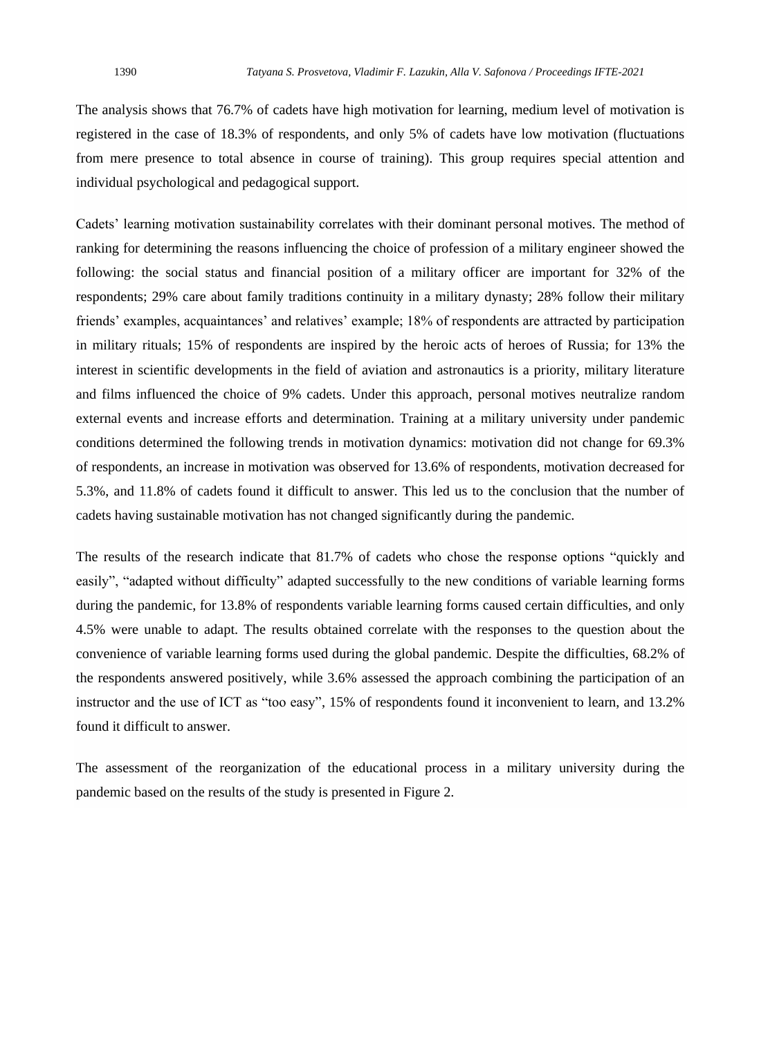The analysis shows that 76.7% of cadets have high motivation for learning, medium level of motivation is registered in the case of 18.3% of respondents, and only 5% of cadets have low motivation (fluctuations from mere presence to total absence in course of training). This group requires special attention and individual psychological and pedagogical support.

Cadets' learning motivation sustainability correlates with their dominant personal motives. The method of ranking for determining the reasons influencing the choice of profession of a military engineer showed the following: the social status and financial position of a military officer are important for 32% of the respondents; 29% care about family traditions continuity in a military dynasty; 28% follow their military friends' examples, acquaintances' and relatives' example; 18% of respondents are attracted by participation in military rituals; 15% of respondents are inspired by the heroic acts of heroes of Russia; for 13% the interest in scientific developments in the field of aviation and astronautics is a priority, military literature and films influenced the choice of 9% cadets. Under this approach, personal motives neutralize random external events and increase efforts and determination. Training at a military university under pandemic conditions determined the following trends in motivation dynamics: motivation did not change for 69.3% of respondents, an increase in motivation was observed for 13.6% of respondents, motivation decreased for 5.3%, and 11.8% of cadets found it difficult to answer. This led us to the conclusion that the number of cadets having sustainable motivation has not changed significantly during the pandemic.

The results of the research indicate that 81.7% of cadets who chose the response options "quickly and easily", "adapted without difficulty" adapted successfully to the new conditions of variable learning forms during the pandemic, for 13.8% of respondents variable learning forms caused certain difficulties, and only 4.5% were unable to adapt. The results obtained correlate with the responses to the question about the convenience of variable learning forms used during the global pandemic. Despite the difficulties, 68.2% of the respondents answered positively, while 3.6% assessed the approach combining the participation of an instructor and the use of ICT as "too easy", 15% of respondents found it inconvenient to learn, and 13.2% found it difficult to answer.

The assessment of the reorganization of the educational process in a military university during the pandemic based on the results of the study is presented in Figure 2.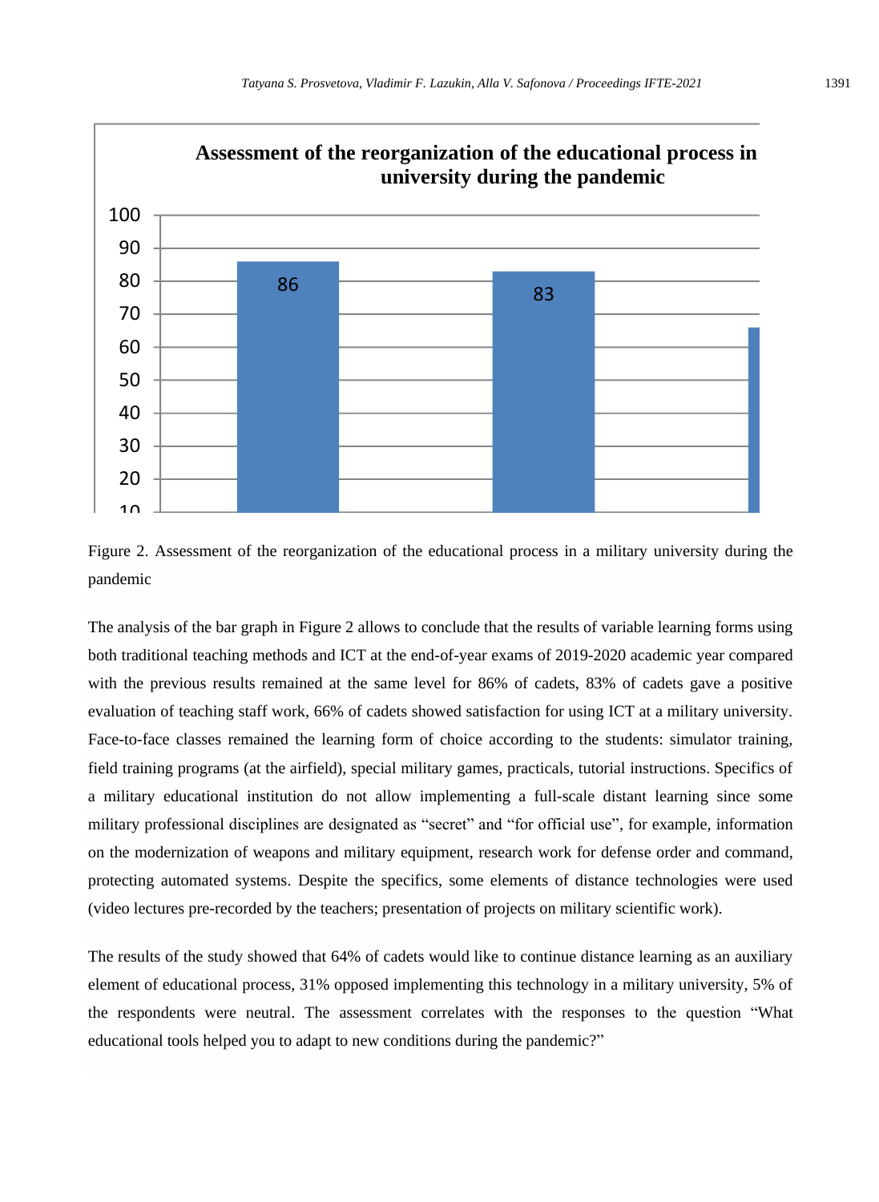Figure 2. Assessment of the reorganization of the educational process in a military university during the pandemic

The analysis of the bar graph in Figure 2 allows to conclude that the results of variable learning forms using both traditional teaching methods and ICT at the end-of-year exams of 2019-2020 academic year compared with the previous results remained at the same level for 86% of cadets, 83% of cadets gave a positive evaluation of teaching staff work, 66% of cadets showed satisfaction for using ICT at a military university. Face-to-face classes remained the learning form of choice according to the students: simulator training, field training programs (at the airfield), special military games, practicals, tutorial instructions. Specifics of a military educational institution do not allow implementing a full-scale distant learning since some military professional disciplines are designated as "secret" and "for official use", for example, information on the modernization of weapons and military equipment, research work for defense order and command, protecting automated systems. Despite the specifics, some elements of distance technologies were used (video lectures pre-recorded by the teachers; presentation of projects on military scientific work).

The results of the study showed that 64% of cadets would like to continue distance learning as an auxiliary element of educational process, 31% opposed implementing this technology in a military university, 5% of the respondents were neutral. The assessment correlates with the responses to the question "What educational tools helped you to adapt to new conditions during the pandemic?"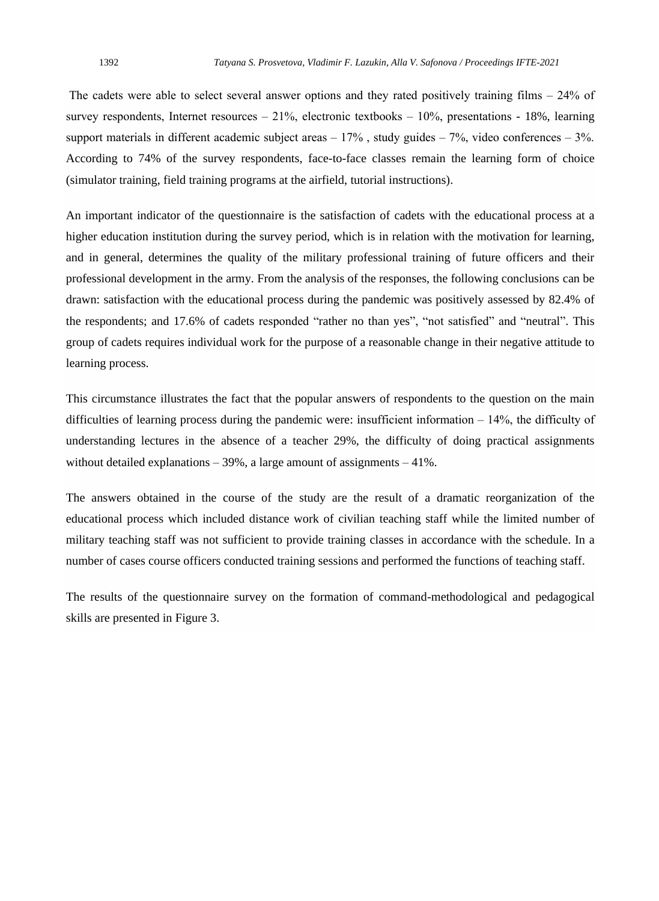The cadets were able to select several answer options and they rated positively training films – 24% of survey respondents, Internet resources – 21%, electronic textbooks – 10%, presentations - 18%, learning support materials in different academic subject areas – 17% , study guides – 7%, video conferences – 3%. According to 74% of the survey respondents, face-to-face classes remain the learning form of choice (simulator training, field training programs at the airfield, tutorial instructions).

An important indicator of the questionnaire is the satisfaction of cadets with the educational process at a higher education institution during the survey period, which is in relation with the motivation for learning, and in general, determines the quality of the military professional training of future officers and their professional development in the army. From the analysis of the responses, the following conclusions can be drawn: satisfaction with the educational process during the pandemic was positively assessed by 82.4% of the respondents; and 17.6% of cadets responded "rather no than yes", "not satisfied" and "neutral". This group of cadets requires individual work for the purpose of a reasonable change in their negative attitude to learning process.

This circumstance illustrates the fact that the popular answers of respondents to the question on the main difficulties of learning process during the pandemic were: insufficient information – 14%, the difficulty of understanding lectures in the absence of a teacher 29%, the difficulty of doing practical assignments without detailed explanations – 39%, a large amount of assignments – 41%.

The answers obtained in the course of the study are the result of a dramatic reorganization of the educational process which included distance work of civilian teaching staff while the limited number of military teaching staff was not sufficient to provide training classes in accordance with the schedule. In a number of cases course officers conducted training sessions and performed the functions of teaching staff.

The results of the questionnaire survey on the formation of command-methodological and pedagogical skills are presented in Figure 3.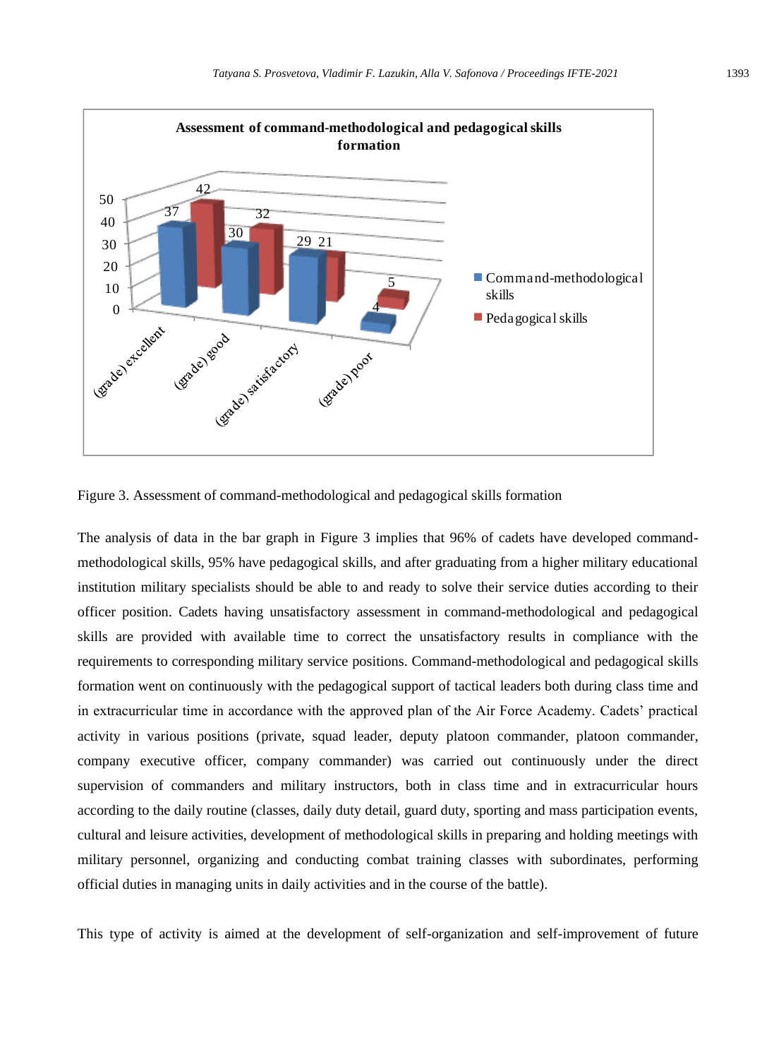Figure 3. Assessment of command-methodological and pedagogical skills formation

The analysis of data in the bar graph in Figure 3 implies that 96% of cadets have developed command-methodological skills, 95% have pedagogical skills, and after graduating from a higher military educational institution military specialists should be able to and ready to solve their service duties according to their officer position. Cadets having unsatisfactory assessment in command-methodological and pedagogical skills are provided with available time to correct the unsatisfactory results in compliance with the requirements to corresponding military service positions. Command-methodological and pedagogical skills formation went on continuously with the pedagogical support of tactical leaders both during class time and in extracurricular time in accordance with the approved plan of the Air Force Academy. Cadets' practical activity in various positions (private, squad leader, deputy platoon commander, platoon commander, company executive officer, company commander) was carried out continuously under the direct supervision of commanders and military instructors, both in class time and in extracurricular hours according to the daily routine (classes, daily duty detail, guard duty, sporting and mass participation events, cultural and leisure activities, development of methodological skills in preparing and holding meetings with military personnel, organizing and conducting combat training classes with subordinates, performing official duties in managing units in daily activities and in the course of the battle).

This type of activity is aimed at the development of self-organization and self-improvement of future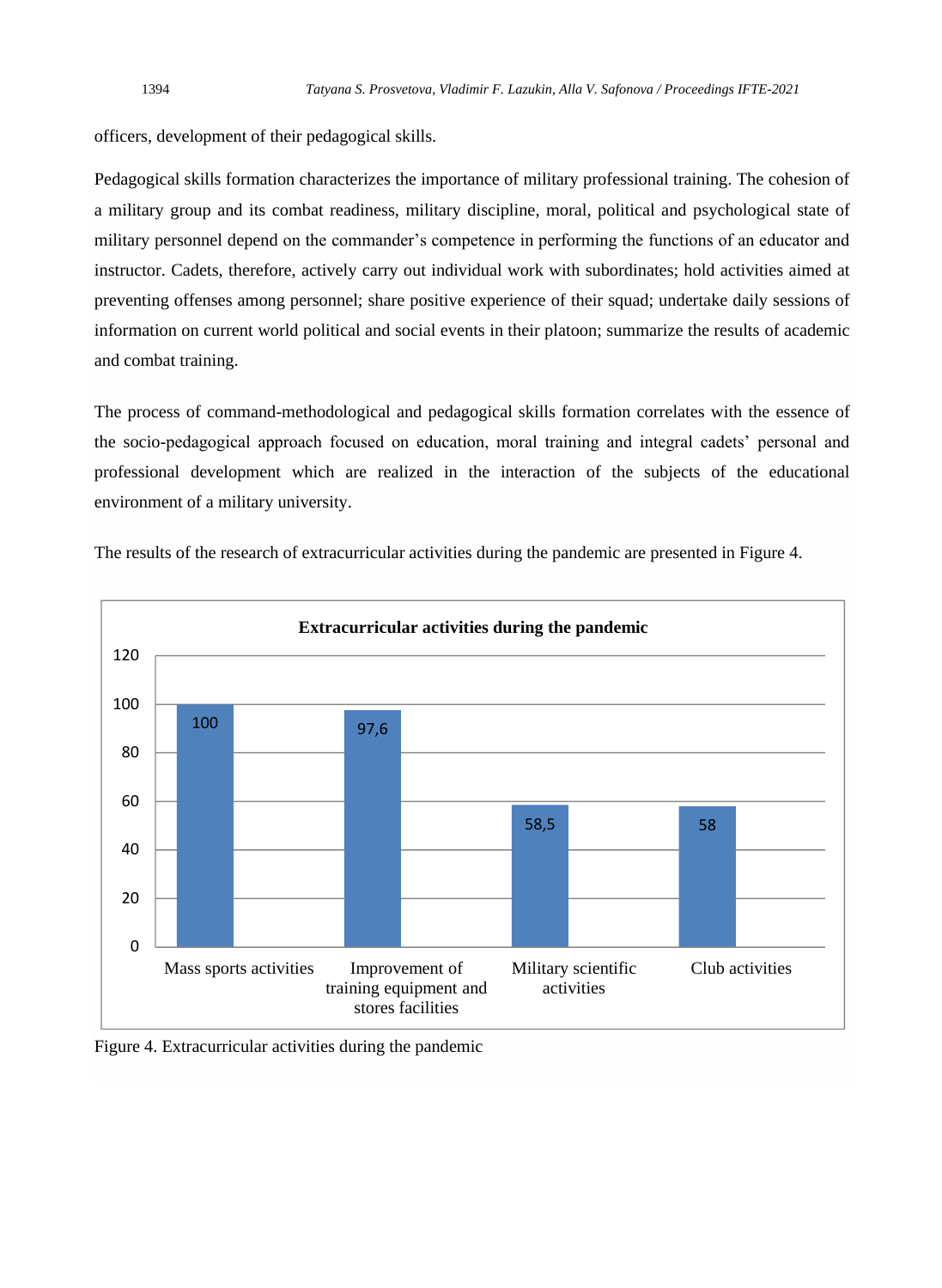officers, development of their pedagogical skills.

Pedagogical skills formation characterizes the importance of military professional training. The cohesion of a military group and its combat readiness, military discipline, moral, political and psychological state of military personnel depend on the commander's competence in performing the functions of an educator and instructor. Cadets, therefore, actively carry out individual work with subordinates; hold activities aimed at preventing offenses among personnel; share positive experience of their squad; undertake daily sessions of information on current world political and social events in their platoon; summarize the results of academic and combat training.

The process of command-methodological and pedagogical skills formation correlates with the essence of the socio-pedagogical approach focused on education, moral training and integral cadets' personal and professional development which are realized in the interaction of the subjects of the educational environment of a military university.

The results of the research of extracurricular activities during the pandemic are presented in Figure 4.

**Extracurricular activities during the pandemic**

| Activity | Value |
|---|---|
| Mass sports activities | 100 |
| Improvement of training equipment and stores facilities | 97,6 |
| Military scientific activities | 58,5 |
| Club activities | 58 |

Figure 4. Extracurricular activities during the pandemic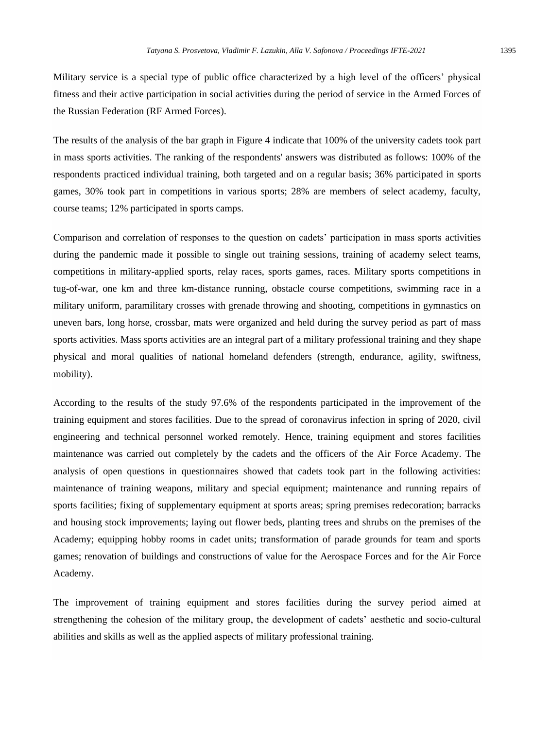Military service is a special type of public office characterized by a high level of the officers' physical fitness and their active participation in social activities during the period of service in the Armed Forces of the Russian Federation (RF Armed Forces).

The results of the analysis of the bar graph in Figure 4 indicate that 100% of the university cadets took part in mass sports activities. The ranking of the respondents' answers was distributed as follows: 100% of the respondents practiced individual training, both targeted and on a regular basis; 36% participated in sports games, 30% took part in competitions in various sports; 28% are members of select academy, faculty, course teams; 12% participated in sports camps.

Comparison and correlation of responses to the question on cadets' participation in mass sports activities during the pandemic made it possible to single out training sessions, training of academy select teams, competitions in military-applied sports, relay races, sports games, races. Military sports competitions in tug-of-war, one km and three km-distance running, obstacle course competitions, swimming race in a military uniform, paramilitary crosses with grenade throwing and shooting, competitions in gymnastics on uneven bars, long horse, crossbar, mats were organized and held during the survey period as part of mass sports activities. Mass sports activities are an integral part of a military professional training and they shape physical and moral qualities of national homeland defenders (strength, endurance, agility, swiftness, mobility).

According to the results of the study 97.6% of the respondents participated in the improvement of the training equipment and stores facilities. Due to the spread of coronavirus infection in spring of 2020, civil engineering and technical personnel worked remotely. Hence, training equipment and stores facilities maintenance was carried out completely by the cadets and the officers of the Air Force Academy. The analysis of open questions in questionnaires showed that cadets took part in the following activities: maintenance of training weapons, military and special equipment; maintenance and running repairs of sports facilities; fixing of supplementary equipment at sports areas; spring premises redecoration; barracks and housing stock improvements; laying out flower beds, planting trees and shrubs on the premises of the Academy; equipping hobby rooms in cadet units; transformation of parade grounds for team and sports games; renovation of buildings and constructions of value for the Aerospace Forces and for the Air Force Academy.

The improvement of training equipment and stores facilities during the survey period aimed at strengthening the cohesion of the military group, the development of cadets' aesthetic and socio-cultural abilities and skills as well as the applied aspects of military professional training.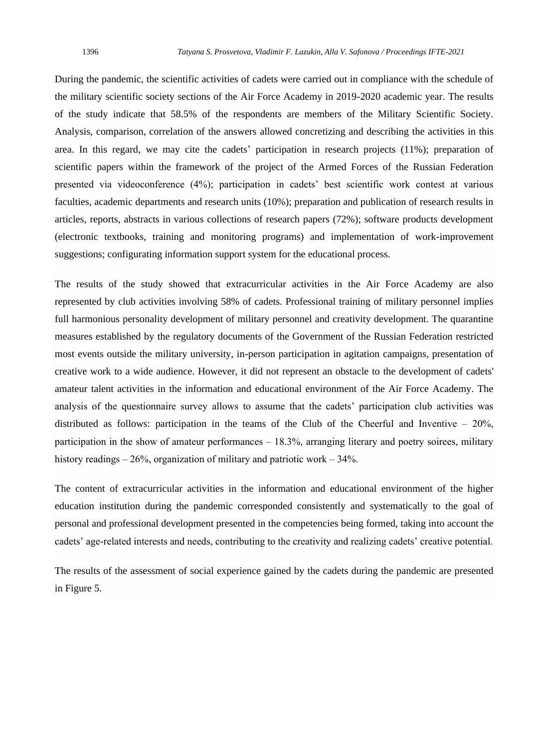During the pandemic, the scientific activities of cadets were carried out in compliance with the schedule of the military scientific society sections of the Air Force Academy in 2019-2020 academic year. The results of the study indicate that 58.5% of the respondents are members of the Military Scientific Society. Analysis, comparison, correlation of the answers allowed concretizing and describing the activities in this area. In this regard, we may cite the cadets' participation in research projects (11%); preparation of scientific papers within the framework of the project of the Armed Forces of the Russian Federation presented via videoconference (4%); participation in cadets' best scientific work contest at various faculties, academic departments and research units (10%); preparation and publication of research results in articles, reports, abstracts in various collections of research papers (72%); software products development (electronic textbooks, training and monitoring programs) and implementation of work-improvement suggestions; configurating information support system for the educational process.

The results of the study showed that extracurricular activities in the Air Force Academy are also represented by club activities involving 58% of cadets. Professional training of military personnel implies full harmonious personality development of military personnel and creativity development. The quarantine measures established by the regulatory documents of the Government of the Russian Federation restricted most events outside the military university, in-person participation in agitation campaigns, presentation of creative work to a wide audience. However, it did not represent an obstacle to the development of cadets' amateur talent activities in the information and educational environment of the Air Force Academy. The analysis of the questionnaire survey allows to assume that the cadets' participation club activities was distributed as follows: participation in the teams of the Club of the Cheerful and Inventive – 20%, participation in the show of amateur performances – 18.3%, arranging literary and poetry soirees, military history readings – 26%, organization of military and patriotic work – 34%.

The content of extracurricular activities in the information and educational environment of the higher education institution during the pandemic corresponded consistently and systematically to the goal of personal and professional development presented in the competencies being formed, taking into account the cadets' age-related interests and needs, contributing to the creativity and realizing cadets' creative potential.

The results of the assessment of social experience gained by the cadets during the pandemic are presented in Figure 5.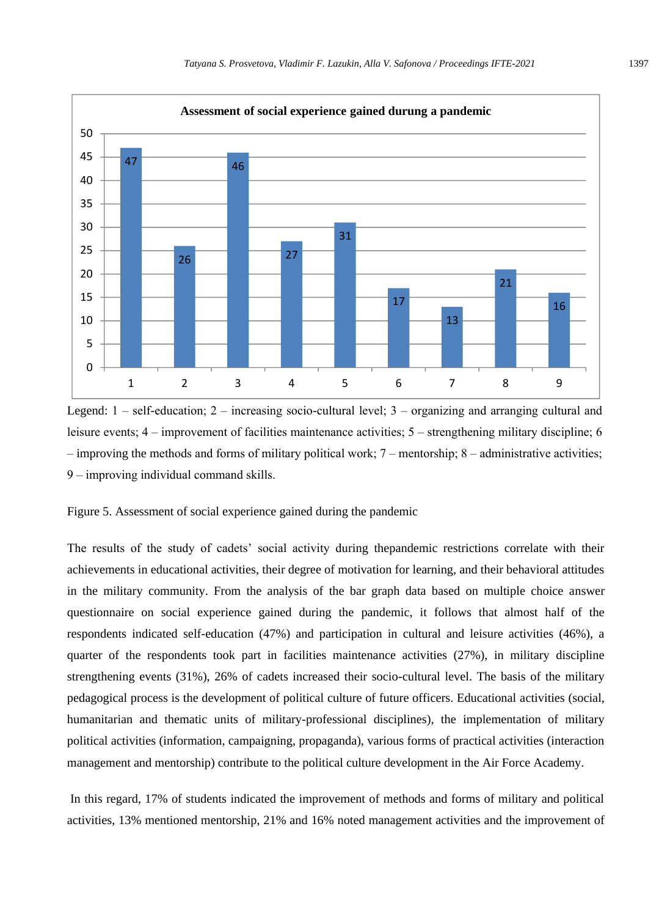**Assessment of social experience gained durung a pandemic**

| Category | 1 | 2 | 3 | 4 | 5 | 6 | 7 | 8 | 9 |
|---|---|---|---|---|---|---|---|---|---|
| Value | 47 | 26 | 46 | 27 | 31 | 17 | 13 | 21 | 16 |

Legend: 1 – self-education; 2 – increasing socio-cultural level; 3 – organizing and arranging cultural and leisure events; 4 – improvement of facilities maintenance activities; 5 – strengthening military discipline; 6 – improving the methods and forms of military political work; 7 – mentorship; 8 – administrative activities; 9 – improving individual command skills.

Figure 5. Assessment of social experience gained during the pandemic

The results of the study of cadets' social activity during thepandemic restrictions correlate with their achievements in educational activities, their degree of motivation for learning, and their behavioral attitudes in the military community. From the analysis of the bar graph data based on multiple choice answer questionnaire on social experience gained during the pandemic, it follows that almost half of the respondents indicated self-education (47%) and participation in cultural and leisure activities (46%), a quarter of the respondents took part in facilities maintenance activities (27%), in military discipline strengthening events (31%), 26% of cadets increased their socio-cultural level. The basis of the military pedagogical process is the development of political culture of future officers. Educational activities (social, humanitarian and thematic units of military-professional disciplines), the implementation of military political activities (information, campaigning, propaganda), various forms of practical activities (interaction management and mentorship) contribute to the political culture development in the Air Force Academy.

In this regard, 17% of students indicated the improvement of methods and forms of military and political activities, 13% mentioned mentorship, 21% and 16% noted management activities and the improvement of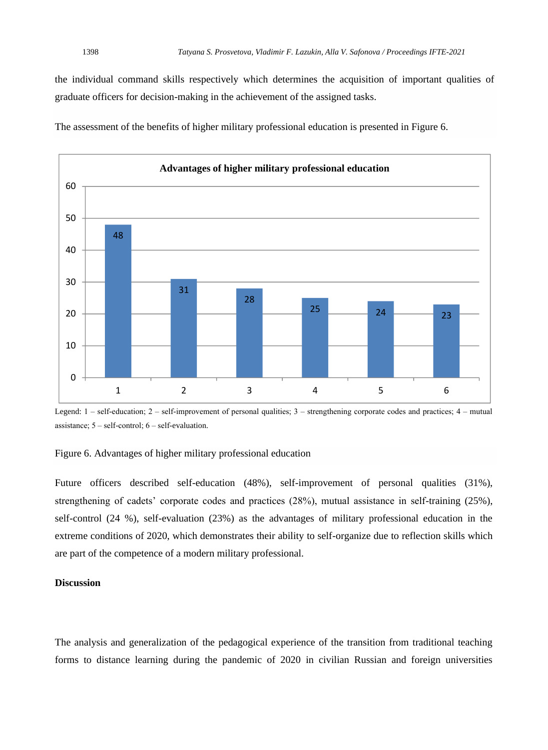the individual command skills respectively which determines the acquisition of important qualities of graduate officers for decision-making in the achievement of the assigned tasks.

The assessment of the benefits of higher military professional education is presented in Figure 6.

**Advantages of higher military professional education**

| Category | Value |
|---|---|
| 1 | 48 |
| 2 | 31 |
| 3 | 28 |
| 4 | 25 |
| 5 | 24 |
| 6 | 23 |

Legend: 1 – self-education; 2 – self-improvement of personal qualities; 3 – strengthening corporate codes and practices; 4 – mutual assistance; 5 – self-control; 6 – self-evaluation.

Figure 6. Advantages of higher military professional education

Future officers described self-education (48%), self-improvement of personal qualities (31%), strengthening of cadets' corporate codes and practices (28%), mutual assistance in self-training (25%), self-control (24 %), self-evaluation (23%) as the advantages of military professional education in the extreme conditions of 2020, which demonstrates their ability to self-organize due to reflection skills which are part of the competence of a modern military professional.

**Discussion**

The analysis and generalization of the pedagogical experience of the transition from traditional teaching forms to distance learning during the pandemic of 2020 in civilian Russian and foreign universities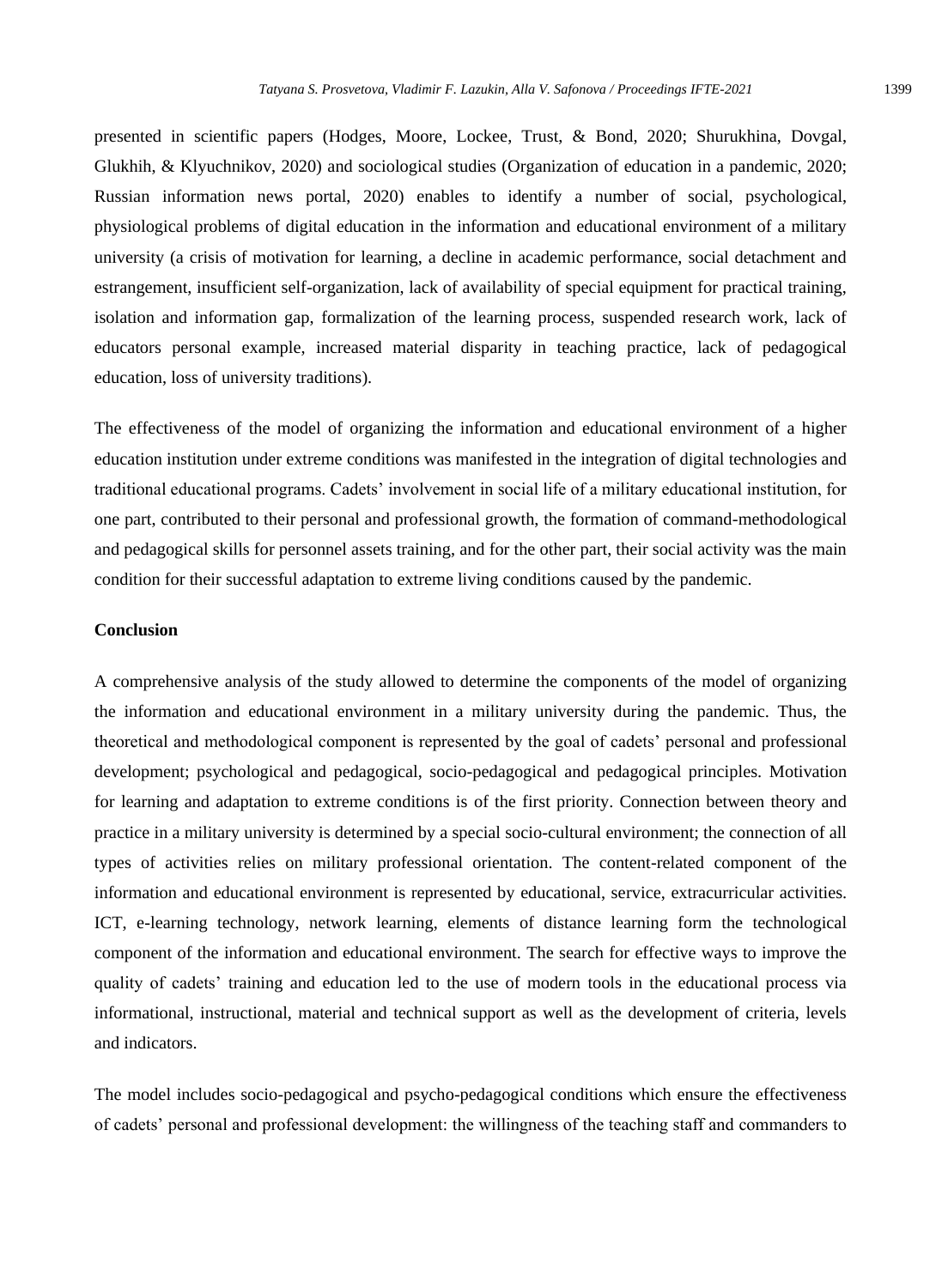presented in scientific papers (Hodges, Moore, Lockee, Trust, & Bond, 2020; Shurukhina, Dovgal, Glukhih, & Klyuchnikov, 2020) and sociological studies (Organization of education in a pandemic, 2020; Russian information news portal, 2020) enables to identify a number of social, psychological, physiological problems of digital education in the information and educational environment of a military university (a crisis of motivation for learning, a decline in academic performance, social detachment and estrangement, insufficient self-organization, lack of availability of special equipment for practical training, isolation and information gap, formalization of the learning process, suspended research work, lack of educators personal example, increased material disparity in teaching practice, lack of pedagogical education, loss of university traditions).

The effectiveness of the model of organizing the information and educational environment of a higher education institution under extreme conditions was manifested in the integration of digital technologies and traditional educational programs. Cadets' involvement in social life of a military educational institution, for one part, contributed to their personal and professional growth, the formation of command-methodological and pedagogical skills for personnel assets training, and for the other part, their social activity was the main condition for their successful adaptation to extreme living conditions caused by the pandemic.

## Conclusion

A comprehensive analysis of the study allowed to determine the components of the model of organizing the information and educational environment in a military university during the pandemic. Thus, the theoretical and methodological component is represented by the goal of cadets' personal and professional development; psychological and pedagogical, socio-pedagogical and pedagogical principles. Motivation for learning and adaptation to extreme conditions is of the first priority. Connection between theory and practice in a military university is determined by a special socio-cultural environment; the connection of all types of activities relies on military professional orientation. The content-related component of the information and educational environment is represented by educational, service, extracurricular activities. ICT, e-learning technology, network learning, elements of distance learning form the technological component of the information and educational environment. The search for effective ways to improve the quality of cadets' training and education led to the use of modern tools in the educational process via informational, instructional, material and technical support as well as the development of criteria, levels and indicators.

The model includes socio-pedagogical and psycho-pedagogical conditions which ensure the effectiveness of cadets' personal and professional development: the willingness of the teaching staff and commanders to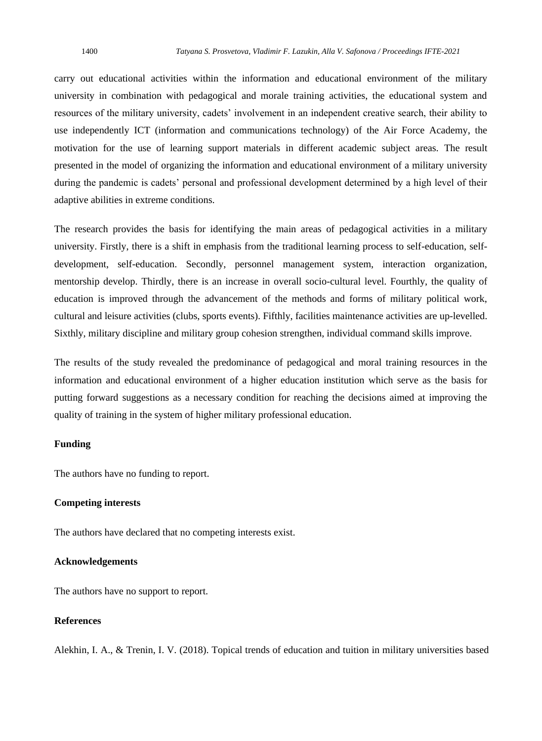carry out educational activities within the information and educational environment of the military university in combination with pedagogical and morale training activities, the educational system and resources of the military university, cadets' involvement in an independent creative search, their ability to use independently ICT (information and communications technology) of the Air Force Academy, the motivation for the use of learning support materials in different academic subject areas. The result presented in the model of organizing the information and educational environment of a military university during the pandemic is cadets' personal and professional development determined by a high level of their adaptive abilities in extreme conditions.

The research provides the basis for identifying the main areas of pedagogical activities in a military university. Firstly, there is a shift in emphasis from the traditional learning process to self-education, self-development, self-education. Secondly, personnel management system, interaction organization, mentorship develop. Thirdly, there is an increase in overall socio-cultural level. Fourthly, the quality of education is improved through the advancement of the methods and forms of military political work, cultural and leisure activities (clubs, sports events). Fifthly, facilities maintenance activities are up-levelled. Sixthly, military discipline and military group cohesion strengthen, individual command skills improve.

The results of the study revealed the predominance of pedagogical and moral training resources in the information and educational environment of a higher education institution which serve as the basis for putting forward suggestions as a necessary condition for reaching the decisions aimed at improving the quality of training in the system of higher military professional education.

## Funding

The authors have no funding to report.

## Competing interests

The authors have declared that no competing interests exist.

## Acknowledgements

The authors have no support to report.

## References

Alekhin, I. A., & Trenin, I. V. (2018). Topical trends of education and tuition in military universities based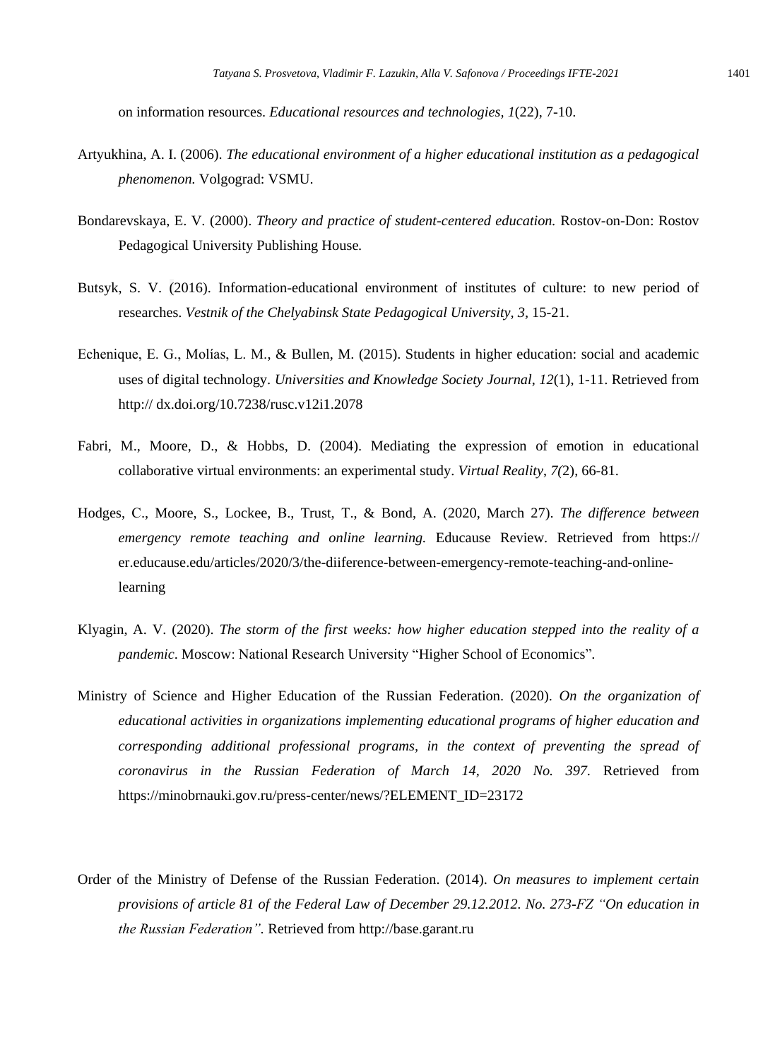on information resources. *Educational resources and technologies, 1*(22), 7-10.

Artyukhina, A. I. (2006). *The educational environment of a higher educational institution as a pedagogical phenomenon.* Volgograd: VSMU.

Bondarevskaya, E. V. (2000). *Theory and practice of student-centered education.* Rostov-on-Don: Rostov Pedagogical University Publishing House.

Butsyk, S. V. (2016). Information-educational environment of institutes of culture: to new period of researches. *Vestnik of the Chelyabinsk State Pedagogical University, 3*, 15-21.

Echenique, E. G., Molías, L. M., & Bullen, M. (2015). Students in higher education: social and academic uses of digital technology. *Universities and Knowledge Society Journal, 12*(1), 1-11. Retrieved from http:// dx.doi.org/10.7238/rusc.v12i1.2078

Fabri, M., Moore, D., & Hobbs, D. (2004). Mediating the expression of emotion in educational collaborative virtual environments: an experimental study. *Virtual Reality, 7(*2), 66-81.

Hodges, C., Moore, S., Lockee, B., Trust, T., & Bond, A. (2020, March 27). *The difference between emergency remote teaching and online learning.* Educause Review. Retrieved from https:// er.educause.edu/articles/2020/3/the-diiference-between-emergency-remote-teaching-and-online-learning

Klyagin, A. V. (2020). *The storm of the first weeks: how higher education stepped into the reality of a pandemic*. Moscow: National Research University "Higher School of Economics".

Ministry of Science and Higher Education of the Russian Federation. (2020). *On the organization of educational activities in organizations implementing educational programs of higher education and corresponding additional professional programs, in the context of preventing the spread of coronavirus in the Russian Federation of March 14, 2020 No. 397.* Retrieved from https://minobrnauki.gov.ru/press-center/news/?ELEMENT_ID=23172

Order of the Ministry of Defense of the Russian Federation. (2014). *On measures to implement certain provisions of article 81 of the Federal Law of December 29.12.2012. No. 273-FZ "On education in the Russian Federation".* Retrieved from http://base.garant.ru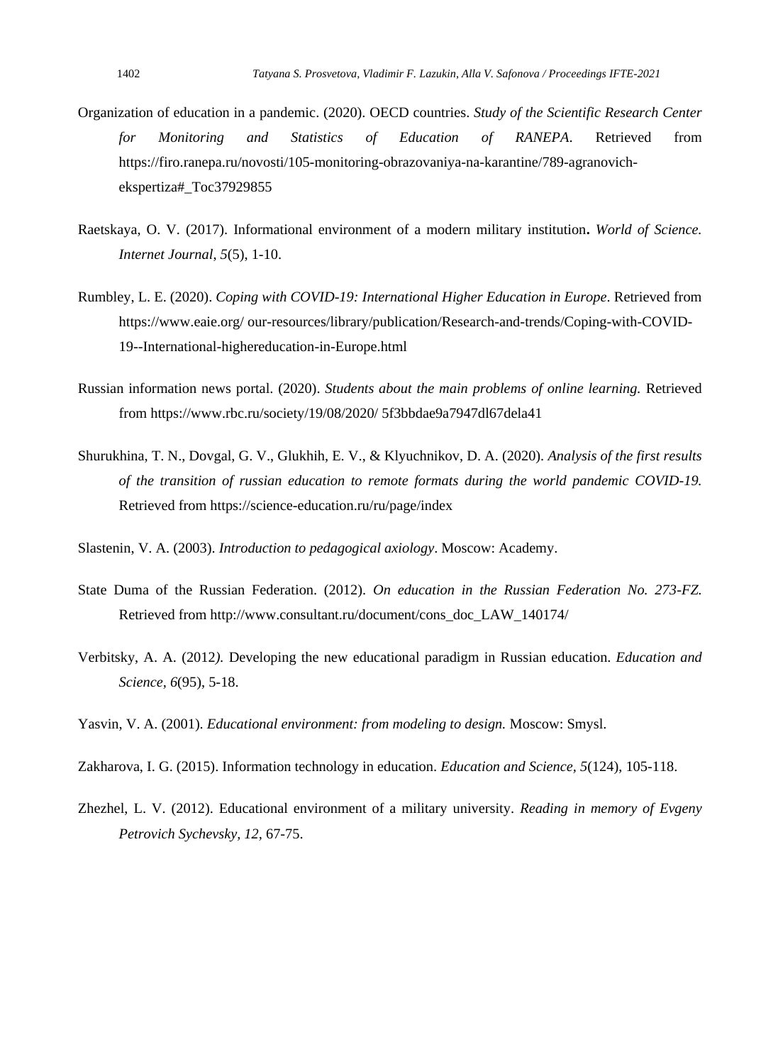Organization of education in a pandemic. (2020). OECD countries. *Study of the Scientific Research Center for Monitoring and Statistics of Education of RANEPA*. Retrieved from https://firo.ranepa.ru/novosti/105-monitoring-obrazovaniya-na-karantine/789-agranovich-ekspertiza#_Toc37929855

Raetskaya, O. V. (2017). Informational environment of a modern military institution**.** *World of Science. Internet Journal*, *5*(5), 1-10.

Rumbley, L. E. (2020). *Coping with COVID-19: International Higher Education in Europe*. Retrieved from https://www.eaie.org/ our-resources/library/publication/Research-and-trends/Coping-with-COVID-19--International-highereducation-in-Europe.html

Russian information news portal. (2020). *Students about the main problems of online learning.* Retrieved from https://www.rbc.ru/society/19/08/2020/ 5f3bbdae9a7947dl67dela41

Shurukhina, T. N., Dovgal, G. V., Glukhih, E. V., & Klyuchnikov, D. A. (2020). *Analysis of the first results of the transition of russian education to remote formats during the world pandemic COVID-19.* Retrieved from https://science-education.ru/ru/page/index

Slastenin, V. A. (2003). *Introduction to pedagogical axiology*. Moscow: Academy.

State Duma of the Russian Federation. (2012). *On education in the Russian Federation No. 273-FZ.* Retrieved from http://www.consultant.ru/document/cons_doc_LAW_140174/

Verbitsky, A. A. (2012*).* Developing the new educational paradigm in Russian education. *Education and Science*, *6*(95), 5-18.

Yasvin, V. A. (2001). *Educational environment: from modeling to design.* Moscow: Smysl.

Zakharova, I. G. (2015). Information technology in education. *Education and Science*, *5*(124), 105-118.

Zhezhel, L. V. (2012). Educational environment of a military university. *Reading in memory of Evgeny Petrovich Sychevsky*, *12*, 67-75.